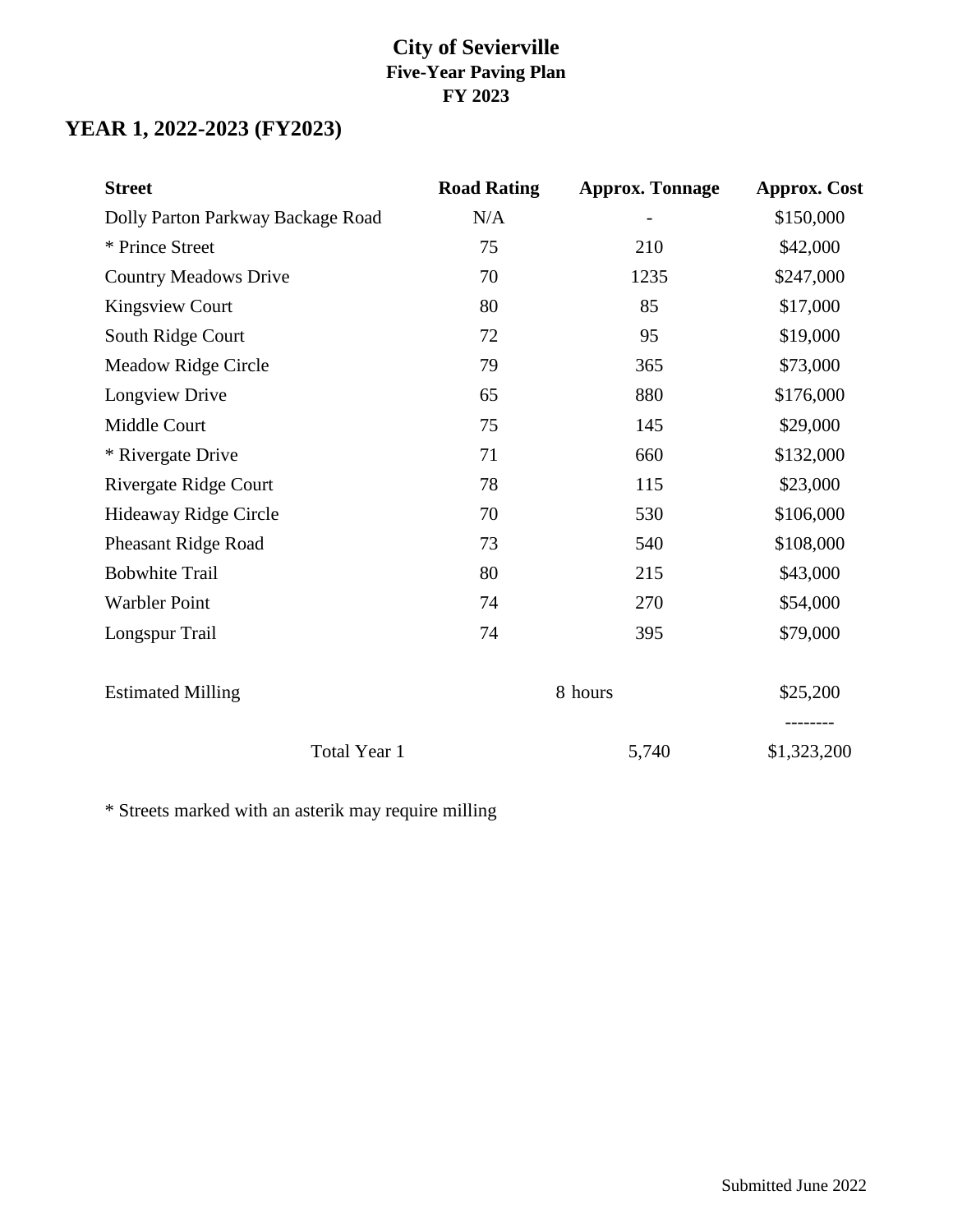# City of Sevierville

## Five-Year Paving Plan

## FY 2023

## YEAR 1, 2022-2023 (FY2023)

| Street | Road Rating | Approx. Tonnage | Approx. Cost |
|---|---|---|---|
| Dolly Parton Parkway Backage Road | N/A | - | $150,000 |
| * Prince Street | 75 | 210 | $42,000 |
| Country Meadows Drive | 70 | 1235 | $247,000 |
| Kingsview Court | 80 | 85 | $17,000 |
| South Ridge Court | 72 | 95 | $19,000 |
| Meadow Ridge Circle | 79 | 365 | $73,000 |
| Longview Drive | 65 | 880 | $176,000 |
| Middle Court | 75 | 145 | $29,000 |
| * Rivergate Drive | 71 | 660 | $132,000 |
| Rivergate Ridge Court | 78 | 115 | $23,000 |
| Hideaway Ridge Circle | 70 | 530 | $106,000 |
| Pheasant Ridge Road | 73 | 540 | $108,000 |
| Bobwhite Trail | 80 | 215 | $43,000 |
| Warbler Point | 74 | 270 | $54,000 |
| Longspur Trail | 74 | 395 | $79,000 |
| Estimated Milling | | 8 hours | $25,200 |
| | | | -------- |
| Total Year 1 | | 5,740 | $1,323,200 |

* Streets marked with an asterik may require milling

Submitted June 2022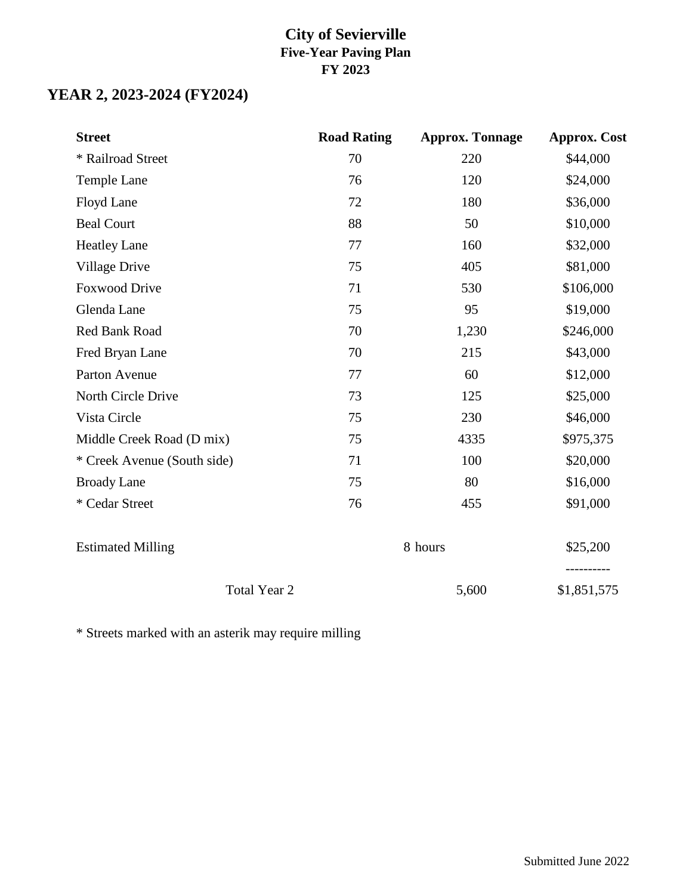# City of Sevierville
## Five-Year Paving Plan
## FY 2023

## YEAR 2, 2023-2024 (FY2024)

| Street | Road Rating | Approx. Tonnage | Approx. Cost |
|---|---|---|---|
| * Railroad Street | 70 | 220 | $44,000 |
| Temple Lane | 76 | 120 | $24,000 |
| Floyd Lane | 72 | 180 | $36,000 |
| Beal Court | 88 | 50 | $10,000 |
| Heatley Lane | 77 | 160 | $32,000 |
| Village Drive | 75 | 405 | $81,000 |
| Foxwood Drive | 71 | 530 | $106,000 |
| Glenda Lane | 75 | 95 | $19,000 |
| Red Bank Road | 70 | 1,230 | $246,000 |
| Fred Bryan Lane | 70 | 215 | $43,000 |
| Parton Avenue | 77 | 60 | $12,000 |
| North Circle Drive | 73 | 125 | $25,000 |
| Vista Circle | 75 | 230 | $46,000 |
| Middle Creek Road (D mix) | 75 | 4335 | $975,375 |
| * Creek Avenue (South side) | 71 | 100 | $20,000 |
| Broady Lane | 75 | 80 | $16,000 |
| * Cedar Street | 76 | 455 | $91,000 |
| | | | |
| Estimated Milling | | 8 hours | $25,200 |
| | | | ---------- |
| Total Year 2 | | 5,600 | $1,851,575 |

* Streets marked with an asterik may require milling

Submitted June 2022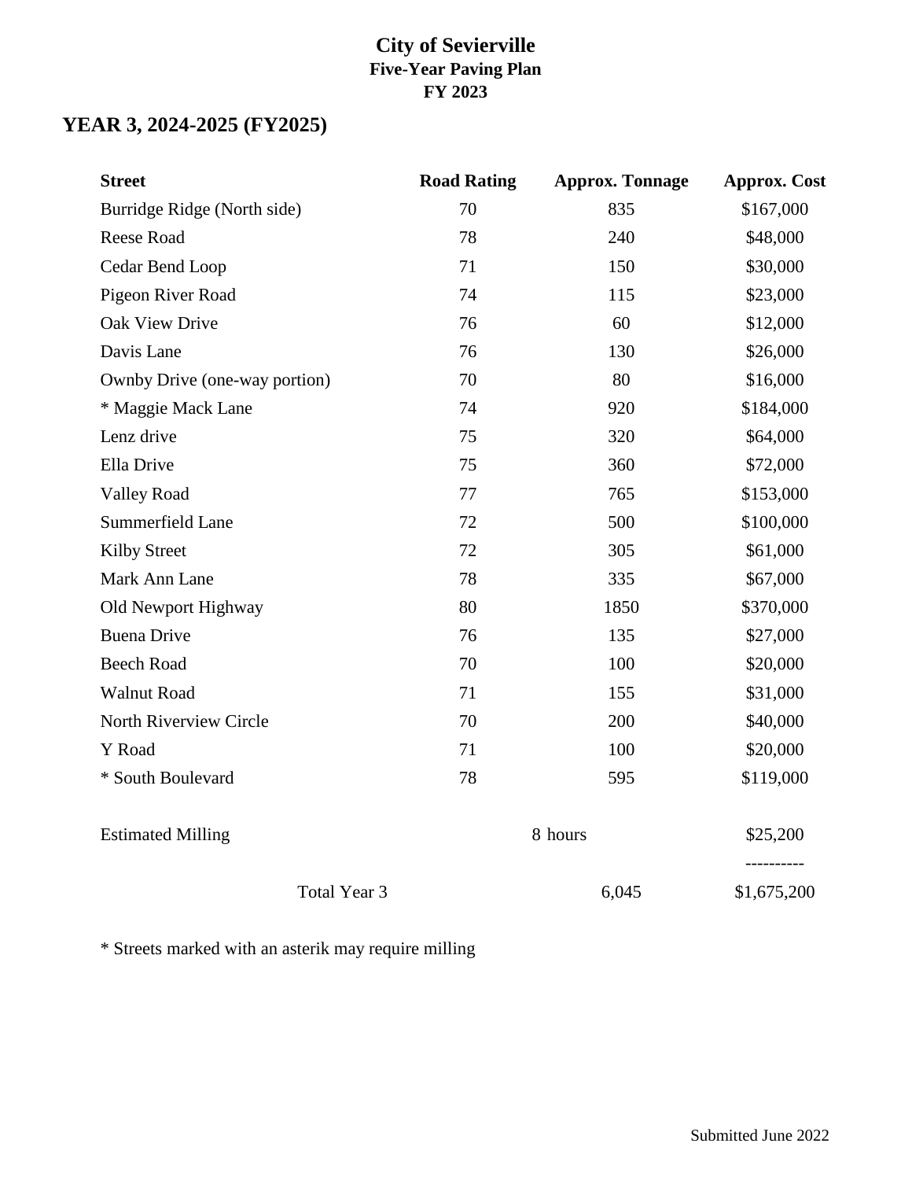# City of Sevierville
## Five-Year Paving Plan
## FY 2023

## YEAR 3, 2024-2025 (FY2025)

| Street | Road Rating | Approx. Tonnage | Approx. Cost |
|---|---|---|---|
| Burridge Ridge (North side) | 70 | 835 | $167,000 |
| Reese Road | 78 | 240 | $48,000 |
| Cedar Bend Loop | 71 | 150 | $30,000 |
| Pigeon River Road | 74 | 115 | $23,000 |
| Oak View Drive | 76 | 60 | $12,000 |
| Davis Lane | 76 | 130 | $26,000 |
| Ownby Drive (one-way portion) | 70 | 80 | $16,000 |
| * Maggie Mack Lane | 74 | 920 | $184,000 |
| Lenz drive | 75 | 320 | $64,000 |
| Ella Drive | 75 | 360 | $72,000 |
| Valley Road | 77 | 765 | $153,000 |
| Summerfield Lane | 72 | 500 | $100,000 |
| Kilby Street | 72 | 305 | $61,000 |
| Mark Ann Lane | 78 | 335 | $67,000 |
| Old Newport Highway | 80 | 1850 | $370,000 |
| Buena Drive | 76 | 135 | $27,000 |
| Beech Road | 70 | 100 | $20,000 |
| Walnut Road | 71 | 155 | $31,000 |
| North Riverview Circle | 70 | 200 | $40,000 |
| Y Road | 71 | 100 | $20,000 |
| * South Boulevard | 78 | 595 | $119,000 |
| Estimated Milling | | 8 hours | $25,200 |
| Total Year 3 | | 6,045 | $1,675,200 |

\* Streets marked with an asterik may require milling

Submitted June 2022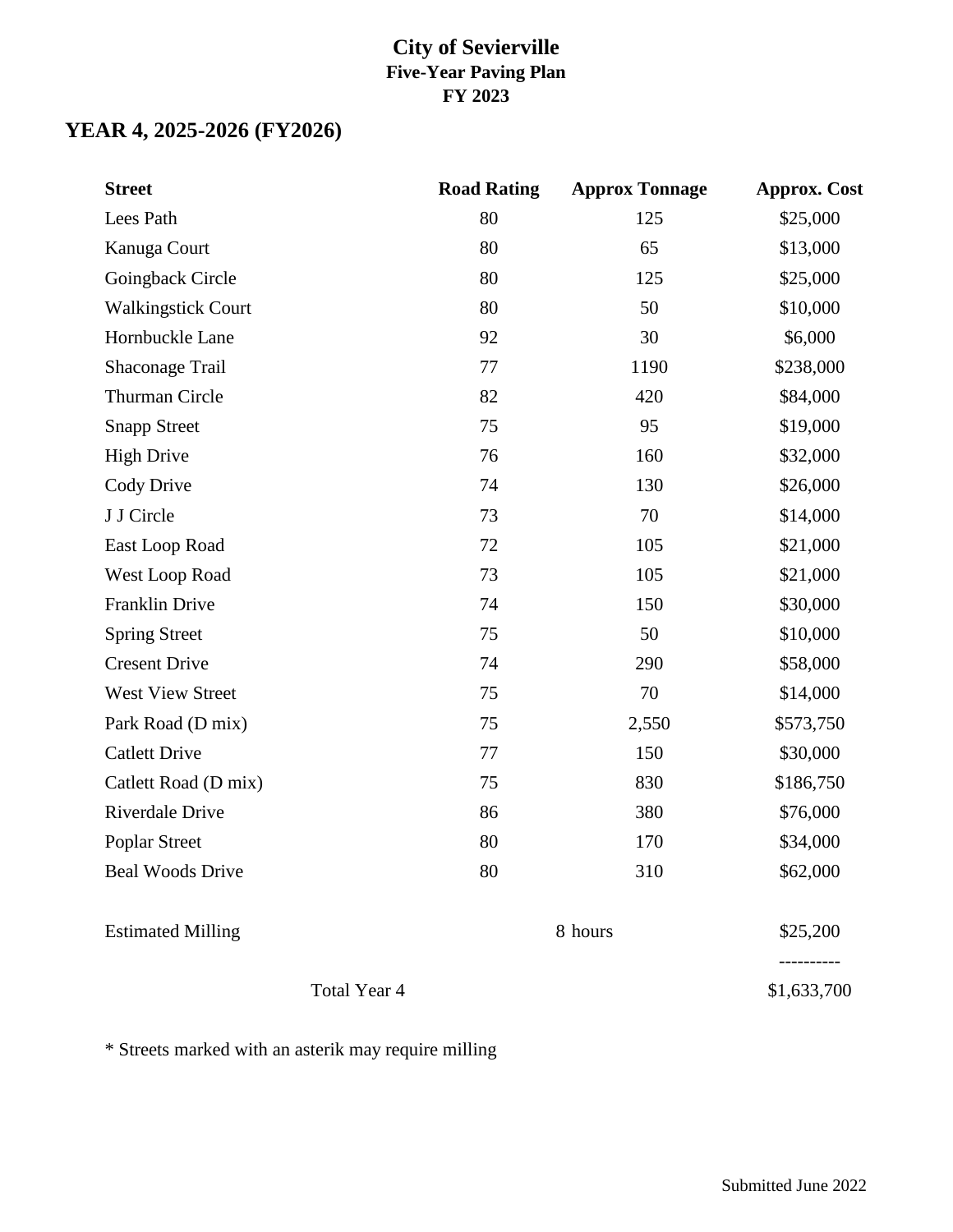# City of Sevierville

## Five-Year Paving Plan

## FY 2023

## YEAR 4, 2025-2026 (FY2026)

| Street | Road Rating | Approx Tonnage | Approx. Cost |
|---|---|---|---|
| Lees Path | 80 | 125 | $25,000 |
| Kanuga Court | 80 | 65 | $13,000 |
| Goingback Circle | 80 | 125 | $25,000 |
| Walkingstick Court | 80 | 50 | $10,000 |
| Hornbuckle Lane | 92 | 30 | $6,000 |
| Shaconage Trail | 77 | 1190 | $238,000 |
| Thurman Circle | 82 | 420 | $84,000 |
| Snapp Street | 75 | 95 | $19,000 |
| High Drive | 76 | 160 | $32,000 |
| Cody Drive | 74 | 130 | $26,000 |
| J J Circle | 73 | 70 | $14,000 |
| East Loop Road | 72 | 105 | $21,000 |
| West Loop Road | 73 | 105 | $21,000 |
| Franklin Drive | 74 | 150 | $30,000 |
| Spring Street | 75 | 50 | $10,000 |
| Cresent Drive | 74 | 290 | $58,000 |
| West View Street | 75 | 70 | $14,000 |
| Park Road (D mix) | 75 | 2,550 | $573,750 |
| Catlett Drive | 77 | 150 | $30,000 |
| Catlett Road (D mix) | 75 | 830 | $186,750 |
| Riverdale Drive | 86 | 380 | $76,000 |
| Poplar Street | 80 | 170 | $34,000 |
| Beal Woods Drive | 80 | 310 | $62,000 |
| | | | |
| Estimated Milling | | 8 hours | $25,200 |
| | | | ---------- |
| Total Year 4 | | | $1,633,700 |

* Streets marked with an asterik may require milling

Submitted June 2022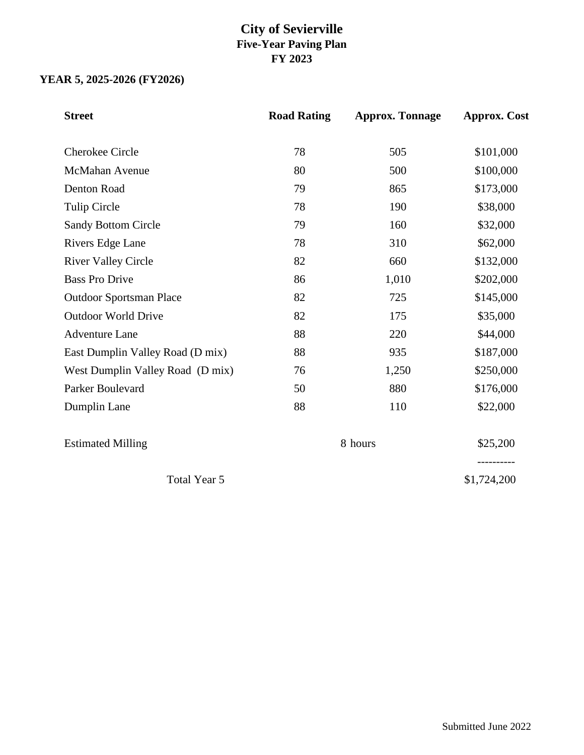# City of Sevierville
## Five-Year Paving Plan
## FY 2023

**YEAR 5, 2025-2026 (FY2026)**

| Street | Road Rating | Approx. Tonnage | Approx. Cost |
|---|---|---|---|
| Cherokee Circle | 78 | 505 | $101,000 |
| McMahan Avenue | 80 | 500 | $100,000 |
| Denton Road | 79 | 865 | $173,000 |
| Tulip Circle | 78 | 190 | $38,000 |
| Sandy Bottom Circle | 79 | 160 | $32,000 |
| Rivers Edge Lane | 78 | 310 | $62,000 |
| River Valley Circle | 82 | 660 | $132,000 |
| Bass Pro Drive | 86 | 1,010 | $202,000 |
| Outdoor Sportsman Place | 82 | 725 | $145,000 |
| Outdoor World Drive | 82 | 175 | $35,000 |
| Adventure Lane | 88 | 220 | $44,000 |
| East Dumplin Valley Road (D mix) | 88 | 935 | $187,000 |
| West Dumplin Valley Road (D mix) | 76 | 1,250 | $250,000 |
| Parker Boulevard | 50 | 880 | $176,000 |
| Dumplin Lane | 88 | 110 | $22,000 |
| Estimated Milling | | 8 hours | $25,200 |
| | | | ---------- |
| Total Year 5 | | | $1,724,200 |

Submitted June 2022